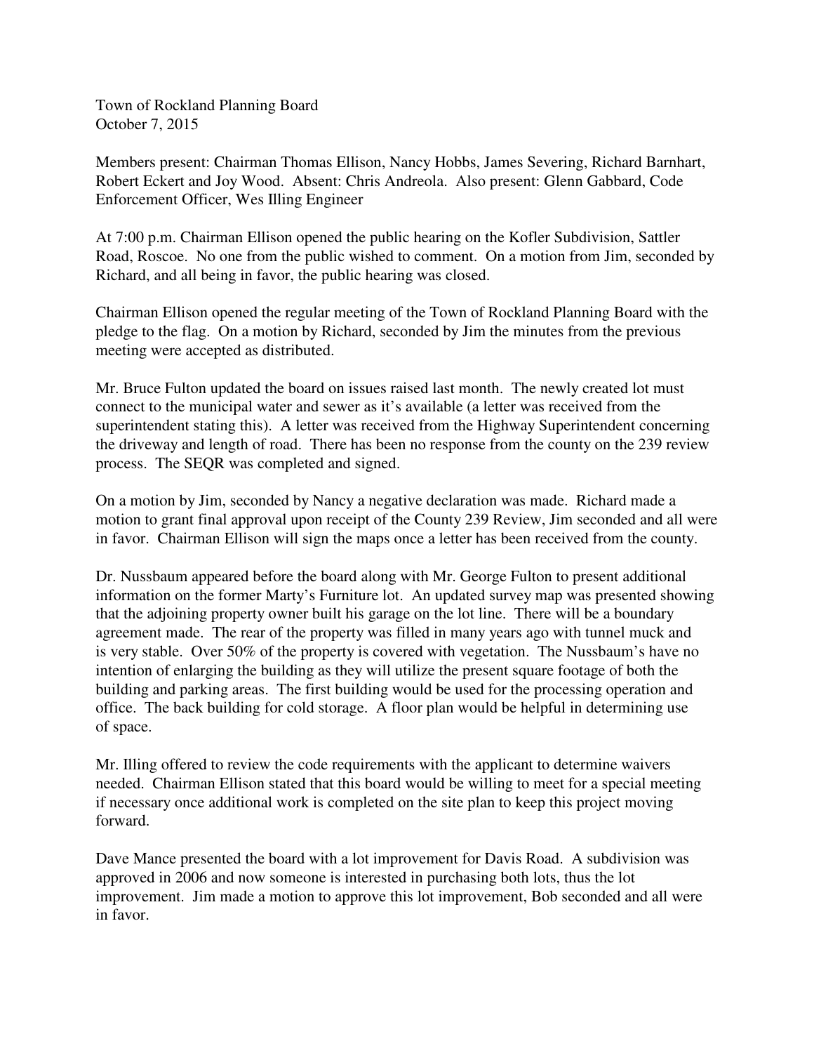Town of Rockland Planning Board
October 7, 2015

Members present: Chairman Thomas Ellison, Nancy Hobbs, James Severing, Richard Barnhart, Robert Eckert and Joy Wood. Absent: Chris Andreola. Also present: Glenn Gabbard, Code Enforcement Officer, Wes Illing Engineer

At 7:00 p.m. Chairman Ellison opened the public hearing on the Kofler Subdivision, Sattler Road, Roscoe. No one from the public wished to comment. On a motion from Jim, seconded by Richard, and all being in favor, the public hearing was closed.

Chairman Ellison opened the regular meeting of the Town of Rockland Planning Board with the pledge to the flag. On a motion by Richard, seconded by Jim the minutes from the previous meeting were accepted as distributed.

Mr. Bruce Fulton updated the board on issues raised last month. The newly created lot must connect to the municipal water and sewer as it's available (a letter was received from the superintendent stating this). A letter was received from the Highway Superintendent concerning the driveway and length of road. There has been no response from the county on the 239 review process. The SEQR was completed and signed.

On a motion by Jim, seconded by Nancy a negative declaration was made. Richard made a motion to grant final approval upon receipt of the County 239 Review, Jim seconded and all were in favor. Chairman Ellison will sign the maps once a letter has been received from the county.

Dr. Nussbaum appeared before the board along with Mr. George Fulton to present additional information on the former Marty's Furniture lot. An updated survey map was presented showing that the adjoining property owner built his garage on the lot line. There will be a boundary agreement made. The rear of the property was filled in many years ago with tunnel muck and is very stable. Over 50% of the property is covered with vegetation. The Nussbaum's have no intention of enlarging the building as they will utilize the present square footage of both the building and parking areas. The first building would be used for the processing operation and office. The back building for cold storage. A floor plan would be helpful in determining use of space.

Mr. Illing offered to review the code requirements with the applicant to determine waivers needed. Chairman Ellison stated that this board would be willing to meet for a special meeting if necessary once additional work is completed on the site plan to keep this project moving forward.

Dave Mance presented the board with a lot improvement for Davis Road. A subdivision was approved in 2006 and now someone is interested in purchasing both lots, thus the lot improvement. Jim made a motion to approve this lot improvement, Bob seconded and all were in favor.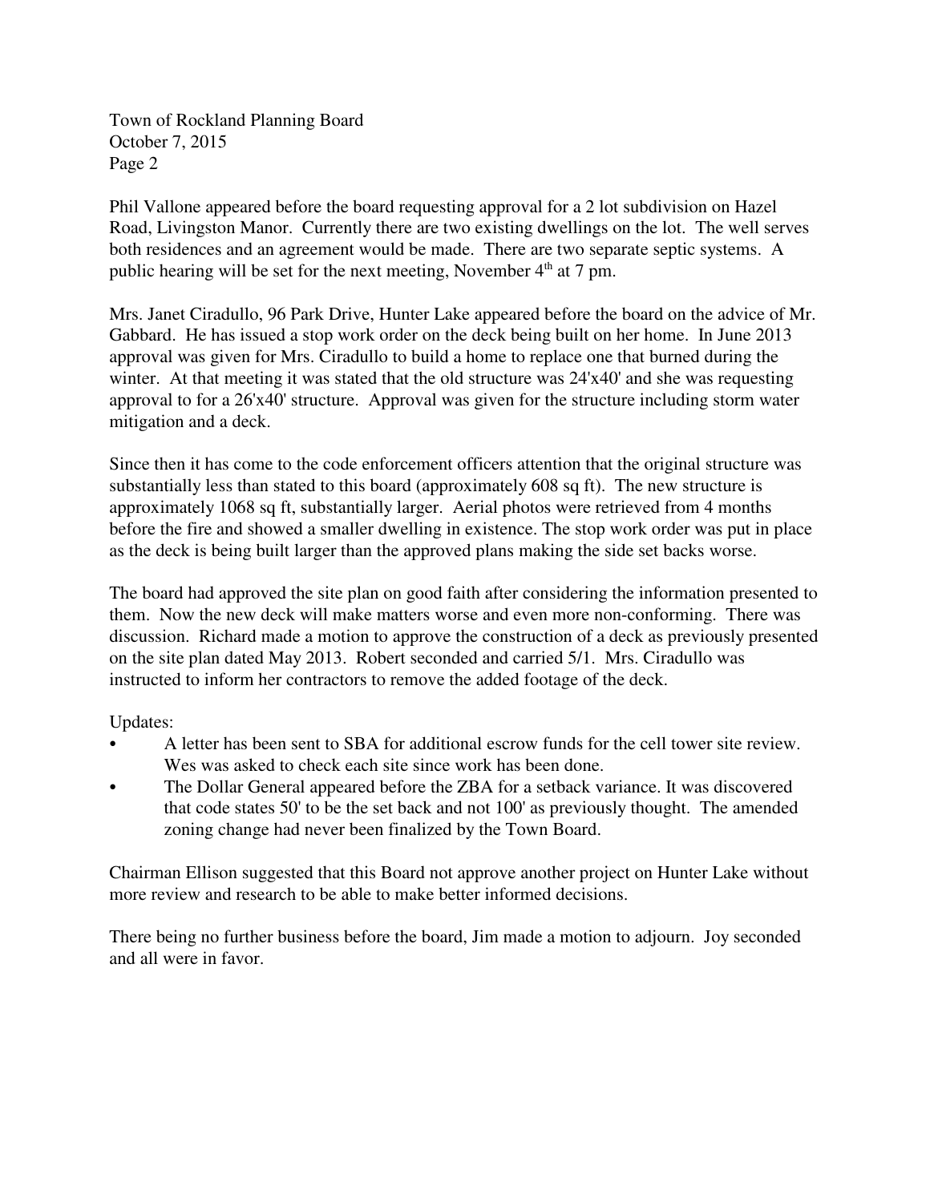Phil Vallone appeared before the board requesting approval for a 2 lot subdivision on Hazel Road, Livingston Manor. Currently there are two existing dwellings on the lot. The well serves both residences and an agreement would be made. There are two separate septic systems. A public hearing will be set for the next meeting, November 4th at 7 pm.

Mrs. Janet Ciradullo, 96 Park Drive, Hunter Lake appeared before the board on the advice of Mr. Gabbard. He has issued a stop work order on the deck being built on her home. In June 2013 approval was given for Mrs. Ciradullo to build a home to replace one that burned during the winter. At that meeting it was stated that the old structure was 24'x40' and she was requesting approval to for a 26'x40' structure. Approval was given for the structure including storm water mitigation and a deck.

Since then it has come to the code enforcement officers attention that the original structure was substantially less than stated to this board (approximately 608 sq ft). The new structure is approximately 1068 sq ft, substantially larger. Aerial photos were retrieved from 4 months before the fire and showed a smaller dwelling in existence. The stop work order was put in place as the deck is being built larger than the approved plans making the side set backs worse.

The board had approved the site plan on good faith after considering the information presented to them. Now the new deck will make matters worse and even more non-conforming. There was discussion. Richard made a motion to approve the construction of a deck as previously presented on the site plan dated May 2013. Robert seconded and carried 5/1. Mrs. Ciradullo was instructed to inform her contractors to remove the added footage of the deck.

Updates:

- A letter has been sent to SBA for additional escrow funds for the cell tower site review. Wes was asked to check each site since work has been done.
- The Dollar General appeared before the ZBA for a setback variance. It was discovered that code states 50' to be the set back and not 100' as previously thought. The amended zoning change had never been finalized by the Town Board.

Chairman Ellison suggested that this Board not approve another project on Hunter Lake without more review and research to be able to make better informed decisions.

There being no further business before the board, Jim made a motion to adjourn. Joy seconded and all were in favor.